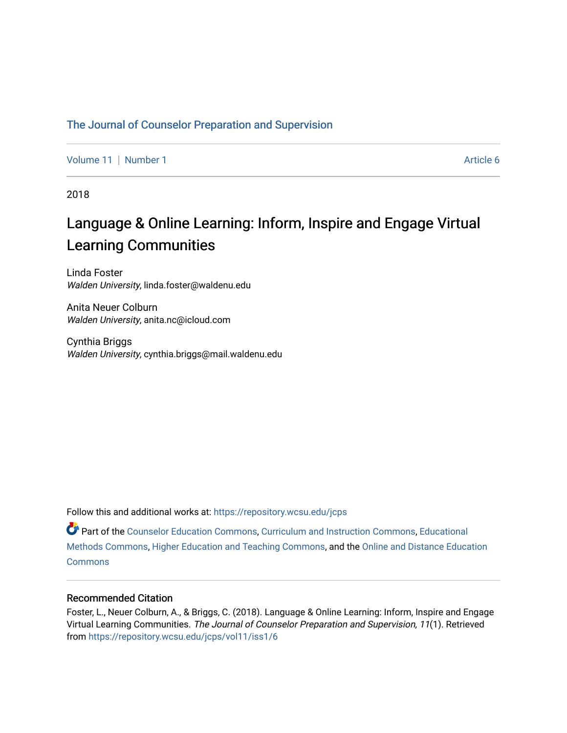The Journal of Counselor Preparation and Supervision

Volume 11 | Number 1 Article 6

2018

# Language & Online Learning: Inform, Inspire and Engage Virtual Learning Communities

Linda Foster
*Walden University*, linda.foster@waldenu.edu

Anita Neuer Colburn
*Walden University*, anita.nc@icloud.com

Cynthia Briggs
*Walden University*, cynthia.briggs@mail.waldenu.edu

Follow this and additional works at: https://repository.wcsu.edu/jcps

Part of the Counselor Education Commons, Curriculum and Instruction Commons, Educational Methods Commons, Higher Education and Teaching Commons, and the Online and Distance Education Commons

### Recommended Citation

Foster, L., Neuer Colburn, A., & Briggs, C. (2018). Language & Online Learning: Inform, Inspire and Engage Virtual Learning Communities. *The Journal of Counselor Preparation and Supervision, 11*(1). Retrieved from https://repository.wcsu.edu/jcps/vol11/iss1/6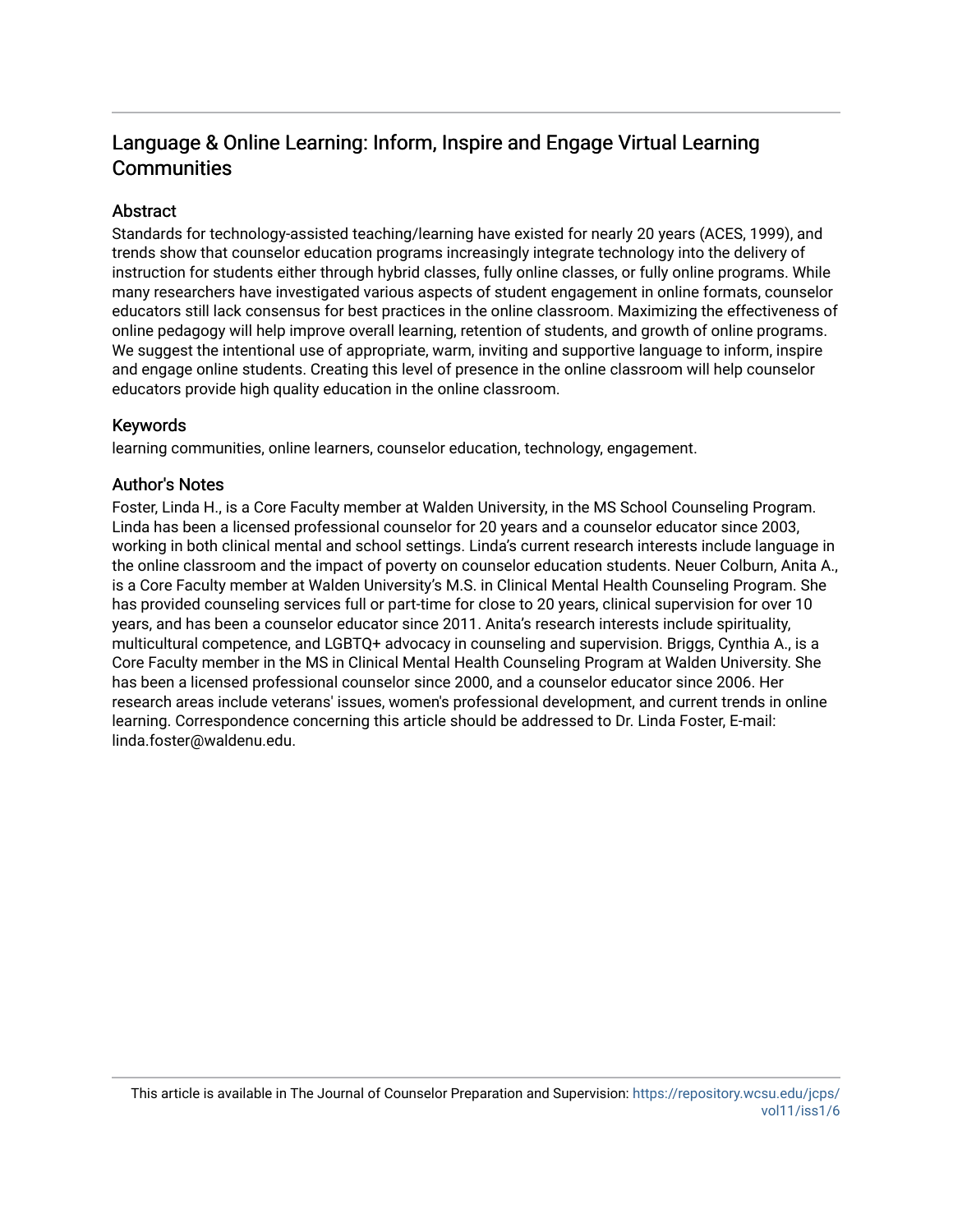# Language & Online Learning: Inform, Inspire and Engage Virtual Learning Communities

## Abstract

Standards for technology-assisted teaching/learning have existed for nearly 20 years (ACES, 1999), and trends show that counselor education programs increasingly integrate technology into the delivery of instruction for students either through hybrid classes, fully online classes, or fully online programs. While many researchers have investigated various aspects of student engagement in online formats, counselor educators still lack consensus for best practices in the online classroom. Maximizing the effectiveness of online pedagogy will help improve overall learning, retention of students, and growth of online programs. We suggest the intentional use of appropriate, warm, inviting and supportive language to inform, inspire and engage online students. Creating this level of presence in the online classroom will help counselor educators provide high quality education in the online classroom.

## Keywords

learning communities, online learners, counselor education, technology, engagement.

## Author's Notes

Foster, Linda H., is a Core Faculty member at Walden University, in the MS School Counseling Program. Linda has been a licensed professional counselor for 20 years and a counselor educator since 2003, working in both clinical mental and school settings. Linda's current research interests include language in the online classroom and the impact of poverty on counselor education students. Neuer Colburn, Anita A., is a Core Faculty member at Walden University's M.S. in Clinical Mental Health Counseling Program. She has provided counseling services full or part-time for close to 20 years, clinical supervision for over 10 years, and has been a counselor educator since 2011. Anita's research interests include spirituality, multicultural competence, and LGBTQ+ advocacy in counseling and supervision. Briggs, Cynthia A., is a Core Faculty member in the MS in Clinical Mental Health Counseling Program at Walden University. She has been a licensed professional counselor since 2000, and a counselor educator since 2006. Her research areas include veterans' issues, women's professional development, and current trends in online learning. Correspondence concerning this article should be addressed to Dr. Linda Foster, E-mail: linda.foster@waldenu.edu.

This article is available in The Journal of Counselor Preparation and Supervision: https://repository.wcsu.edu/jcps/vol11/iss1/6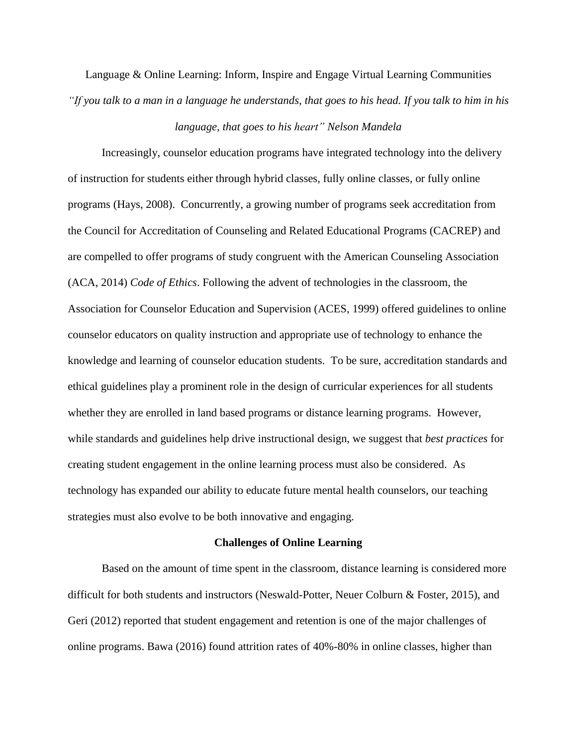Language & Online Learning: Inform, Inspire and Engage Virtual Learning Communities

*"If you talk to a man in a language he understands, that goes to his head. If you talk to him in his language, that goes to his heart" Nelson Mandela*

Increasingly, counselor education programs have integrated technology into the delivery of instruction for students either through hybrid classes, fully online classes, or fully online programs (Hays, 2008). Concurrently, a growing number of programs seek accreditation from the Council for Accreditation of Counseling and Related Educational Programs (CACREP) and are compelled to offer programs of study congruent with the American Counseling Association (ACA, 2014) *Code of Ethics*. Following the advent of technologies in the classroom, the Association for Counselor Education and Supervision (ACES, 1999) offered guidelines to online counselor educators on quality instruction and appropriate use of technology to enhance the knowledge and learning of counselor education students. To be sure, accreditation standards and ethical guidelines play a prominent role in the design of curricular experiences for all students whether they are enrolled in land based programs or distance learning programs. However, while standards and guidelines help drive instructional design, we suggest that *best practices* for creating student engagement in the online learning process must also be considered. As technology has expanded our ability to educate future mental health counselors, our teaching strategies must also evolve to be both innovative and engaging.

## Challenges of Online Learning

Based on the amount of time spent in the classroom, distance learning is considered more difficult for both students and instructors (Neswald-Potter, Neuer Colburn & Foster, 2015), and Geri (2012) reported that student engagement and retention is one of the major challenges of online programs. Bawa (2016) found attrition rates of 40%-80% in online classes, higher than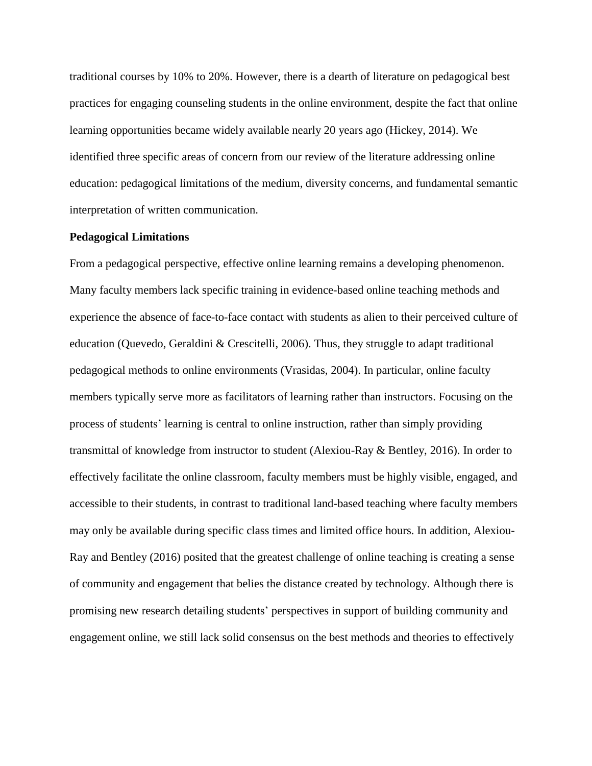traditional courses by 10% to 20%. However, there is a dearth of literature on pedagogical best practices for engaging counseling students in the online environment, despite the fact that online learning opportunities became widely available nearly 20 years ago (Hickey, 2014). We identified three specific areas of concern from our review of the literature addressing online education: pedagogical limitations of the medium, diversity concerns, and fundamental semantic interpretation of written communication.

**Pedagogical Limitations**

From a pedagogical perspective, effective online learning remains a developing phenomenon. Many faculty members lack specific training in evidence-based online teaching methods and experience the absence of face-to-face contact with students as alien to their perceived culture of education (Quevedo, Geraldini & Crescitelli, 2006). Thus, they struggle to adapt traditional pedagogical methods to online environments (Vrasidas, 2004). In particular, online faculty members typically serve more as facilitators of learning rather than instructors. Focusing on the process of students' learning is central to online instruction, rather than simply providing transmittal of knowledge from instructor to student (Alexiou-Ray & Bentley, 2016). In order to effectively facilitate the online classroom, faculty members must be highly visible, engaged, and accessible to their students, in contrast to traditional land-based teaching where faculty members may only be available during specific class times and limited office hours. In addition, Alexiou-Ray and Bentley (2016) posited that the greatest challenge of online teaching is creating a sense of community and engagement that belies the distance created by technology. Although there is promising new research detailing students' perspectives in support of building community and engagement online, we still lack solid consensus on the best methods and theories to effectively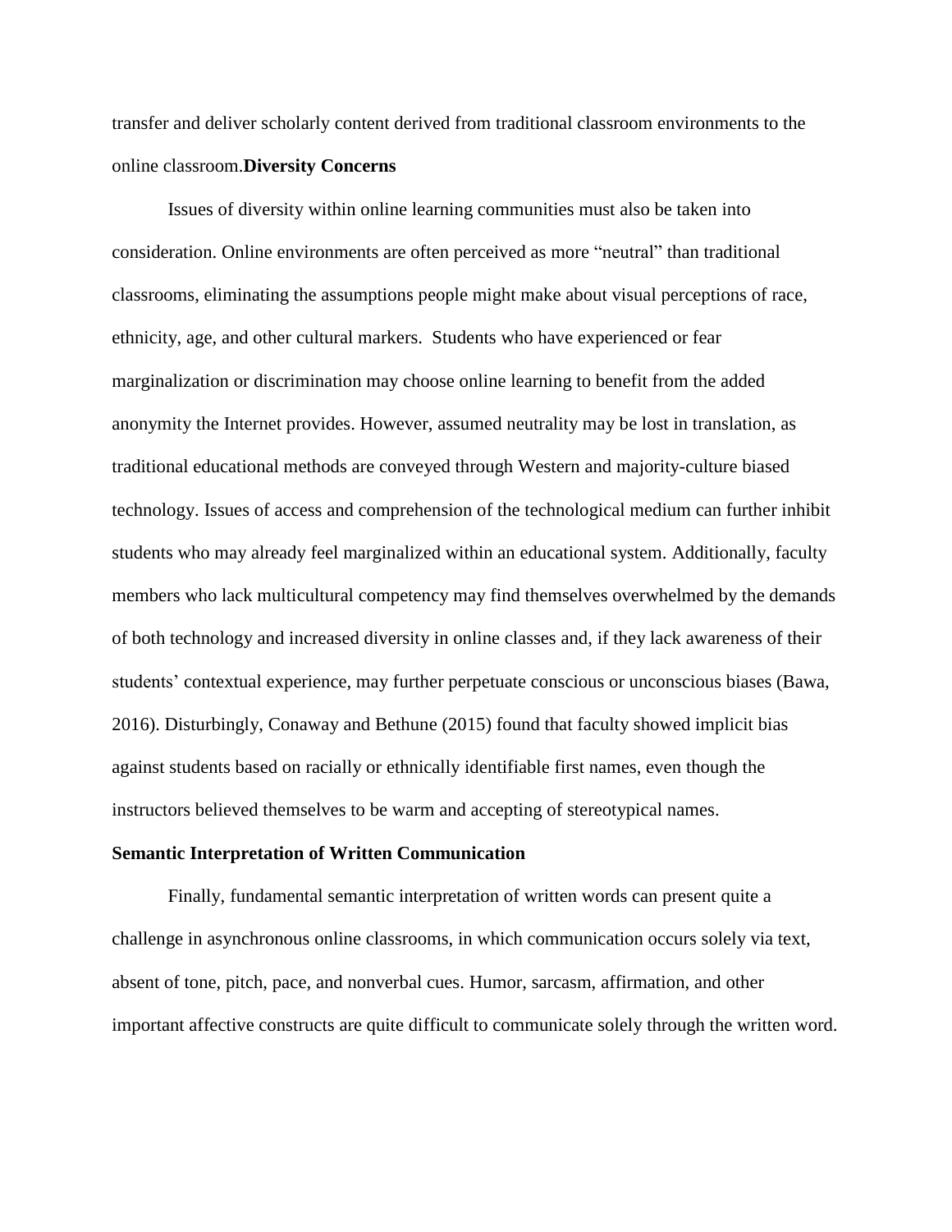transfer and deliver scholarly content derived from traditional classroom environments to the online classroom.

## Diversity Concerns

Issues of diversity within online learning communities must also be taken into consideration. Online environments are often perceived as more "neutral" than traditional classrooms, eliminating the assumptions people might make about visual perceptions of race, ethnicity, age, and other cultural markers. Students who have experienced or fear marginalization or discrimination may choose online learning to benefit from the added anonymity the Internet provides. However, assumed neutrality may be lost in translation, as traditional educational methods are conveyed through Western and majority-culture biased technology. Issues of access and comprehension of the technological medium can further inhibit students who may already feel marginalized within an educational system. Additionally, faculty members who lack multicultural competency may find themselves overwhelmed by the demands of both technology and increased diversity in online classes and, if they lack awareness of their students' contextual experience, may further perpetuate conscious or unconscious biases (Bawa, 2016). Disturbingly, Conaway and Bethune (2015) found that faculty showed implicit bias against students based on racially or ethnically identifiable first names, even though the instructors believed themselves to be warm and accepting of stereotypical names.

## Semantic Interpretation of Written Communication

Finally, fundamental semantic interpretation of written words can present quite a challenge in asynchronous online classrooms, in which communication occurs solely via text, absent of tone, pitch, pace, and nonverbal cues. Humor, sarcasm, affirmation, and other important affective constructs are quite difficult to communicate solely through the written word.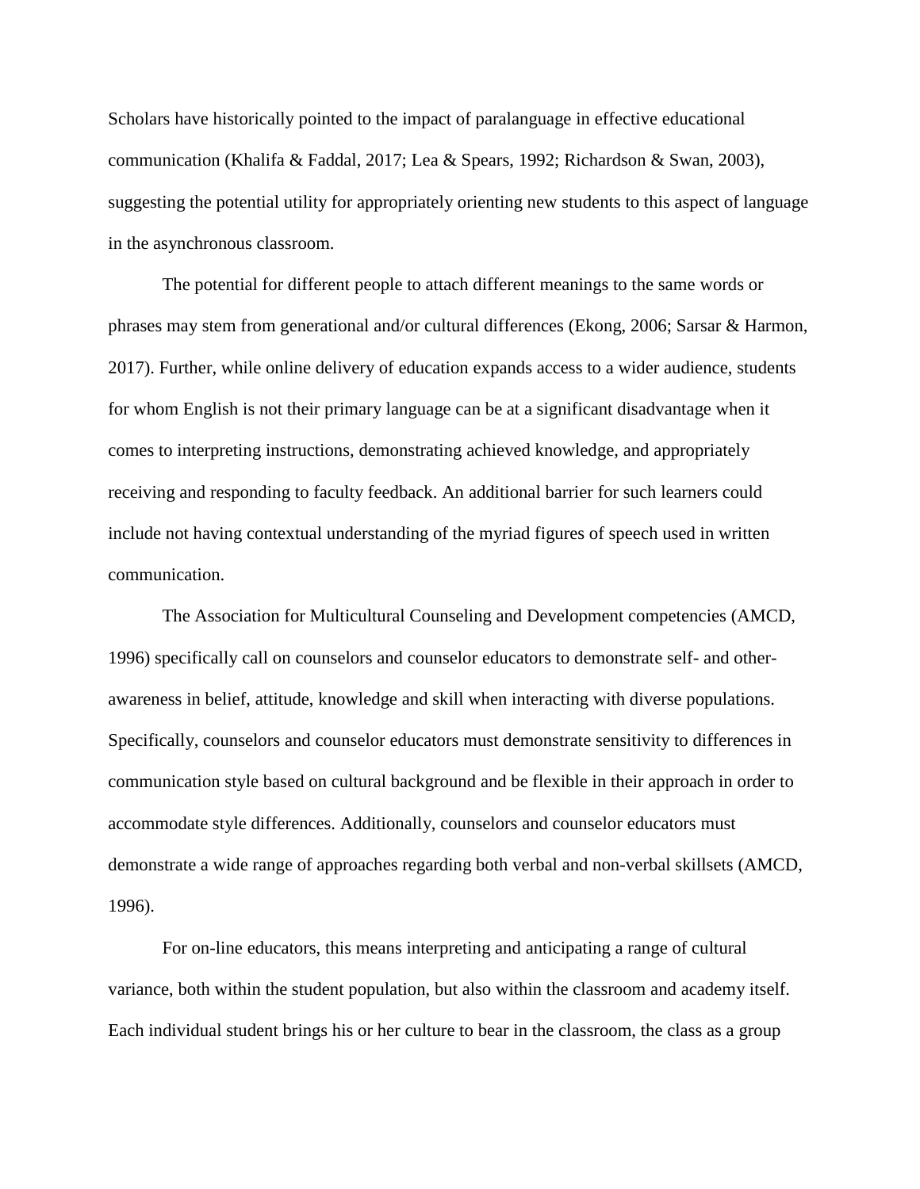Scholars have historically pointed to the impact of paralanguage in effective educational communication (Khalifa & Faddal, 2017; Lea & Spears, 1992; Richardson & Swan, 2003), suggesting the potential utility for appropriately orienting new students to this aspect of language in the asynchronous classroom.

The potential for different people to attach different meanings to the same words or phrases may stem from generational and/or cultural differences (Ekong, 2006; Sarsar & Harmon, 2017). Further, while online delivery of education expands access to a wider audience, students for whom English is not their primary language can be at a significant disadvantage when it comes to interpreting instructions, demonstrating achieved knowledge, and appropriately receiving and responding to faculty feedback. An additional barrier for such learners could include not having contextual understanding of the myriad figures of speech used in written communication.

The Association for Multicultural Counseling and Development competencies (AMCD, 1996) specifically call on counselors and counselor educators to demonstrate self- and other-awareness in belief, attitude, knowledge and skill when interacting with diverse populations. Specifically, counselors and counselor educators must demonstrate sensitivity to differences in communication style based on cultural background and be flexible in their approach in order to accommodate style differences. Additionally, counselors and counselor educators must demonstrate a wide range of approaches regarding both verbal and non-verbal skillsets (AMCD, 1996).

For on-line educators, this means interpreting and anticipating a range of cultural variance, both within the student population, but also within the classroom and academy itself. Each individual student brings his or her culture to bear in the classroom, the class as a group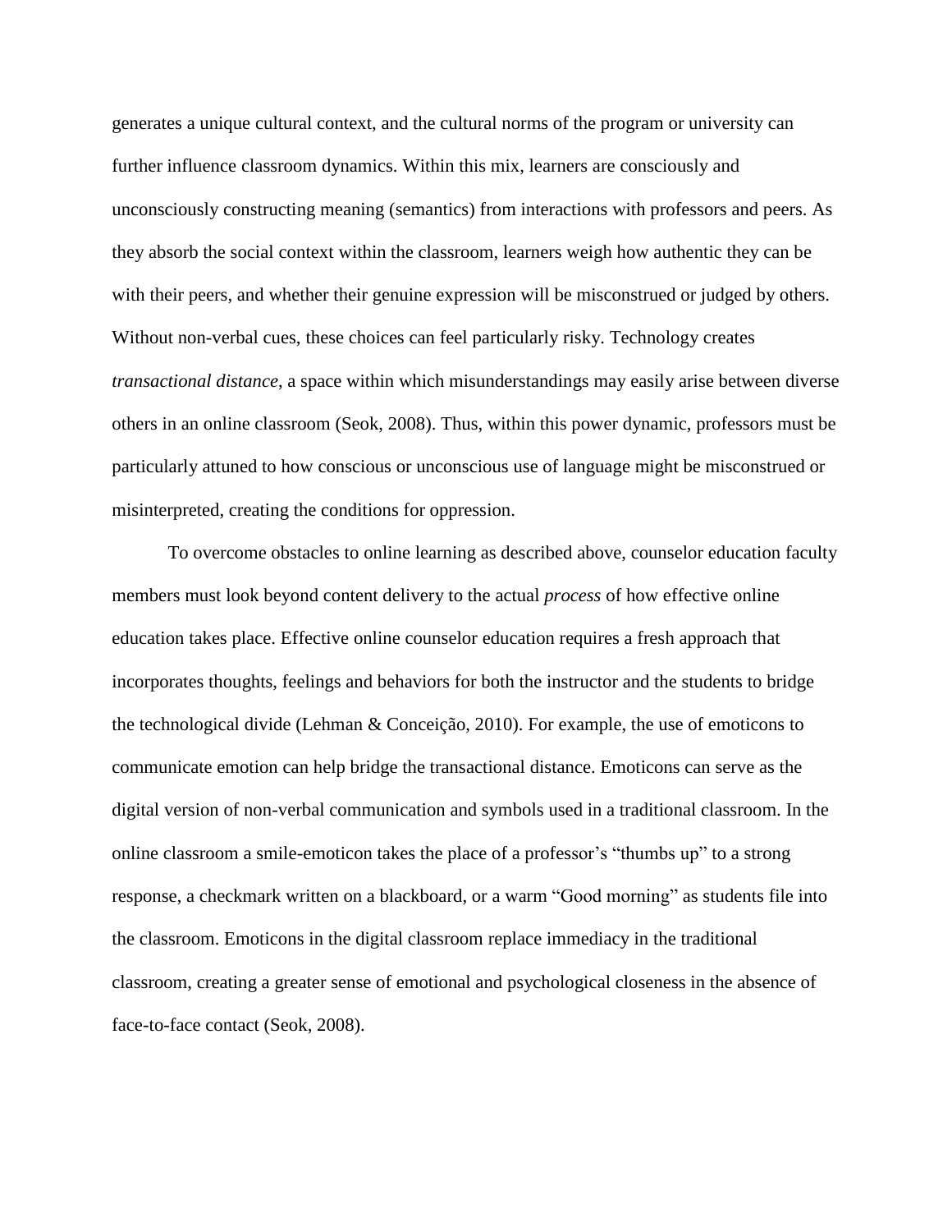generates a unique cultural context, and the cultural norms of the program or university can further influence classroom dynamics. Within this mix, learners are consciously and unconsciously constructing meaning (semantics) from interactions with professors and peers. As they absorb the social context within the classroom, learners weigh how authentic they can be with their peers, and whether their genuine expression will be misconstrued or judged by others. Without non-verbal cues, these choices can feel particularly risky. Technology creates *transactional distance*, a space within which misunderstandings may easily arise between diverse others in an online classroom (Seok, 2008). Thus, within this power dynamic, professors must be particularly attuned to how conscious or unconscious use of language might be misconstrued or misinterpreted, creating the conditions for oppression.

To overcome obstacles to online learning as described above, counselor education faculty members must look beyond content delivery to the actual *process* of how effective online education takes place. Effective online counselor education requires a fresh approach that incorporates thoughts, feelings and behaviors for both the instructor and the students to bridge the technological divide (Lehman & Conceição, 2010). For example, the use of emoticons to communicate emotion can help bridge the transactional distance. Emoticons can serve as the digital version of non-verbal communication and symbols used in a traditional classroom. In the online classroom a smile-emoticon takes the place of a professor's "thumbs up" to a strong response, a checkmark written on a blackboard, or a warm "Good morning" as students file into the classroom. Emoticons in the digital classroom replace immediacy in the traditional classroom, creating a greater sense of emotional and psychological closeness in the absence of face-to-face contact (Seok, 2008).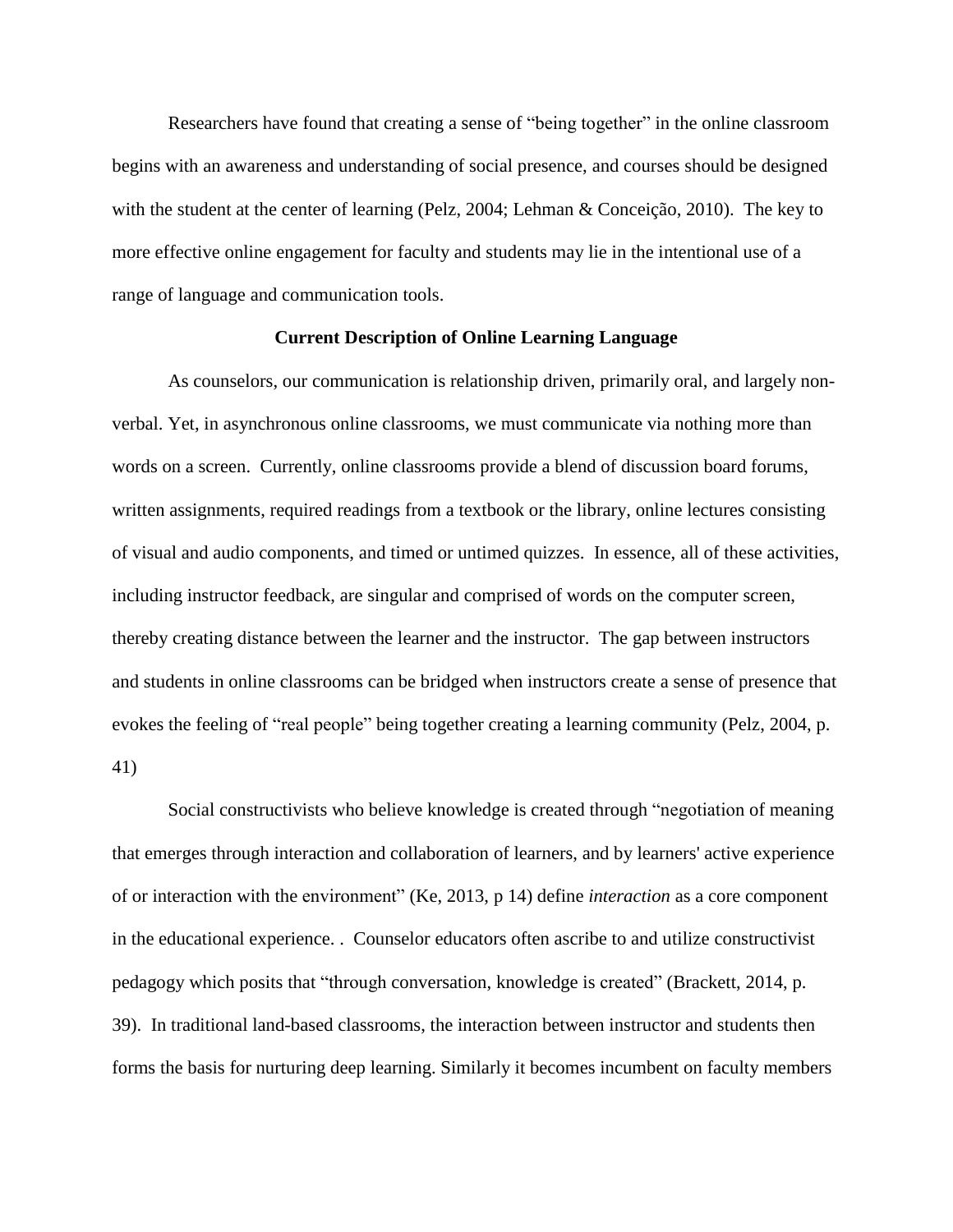Researchers have found that creating a sense of "being together" in the online classroom begins with an awareness and understanding of social presence, and courses should be designed with the student at the center of learning (Pelz, 2004; Lehman & Conceição, 2010). The key to more effective online engagement for faculty and students may lie in the intentional use of a range of language and communication tools.

## Current Description of Online Learning Language

As counselors, our communication is relationship driven, primarily oral, and largely non-verbal. Yet, in asynchronous online classrooms, we must communicate via nothing more than words on a screen. Currently, online classrooms provide a blend of discussion board forums, written assignments, required readings from a textbook or the library, online lectures consisting of visual and audio components, and timed or untimed quizzes. In essence, all of these activities, including instructor feedback, are singular and comprised of words on the computer screen, thereby creating distance between the learner and the instructor. The gap between instructors and students in online classrooms can be bridged when instructors create a sense of presence that evokes the feeling of "real people" being together creating a learning community (Pelz, 2004, p. 41)

Social constructivists who believe knowledge is created through "negotiation of meaning that emerges through interaction and collaboration of learners, and by learners' active experience of or interaction with the environment" (Ke, 2013, p 14) define *interaction* as a core component in the educational experience. . Counselor educators often ascribe to and utilize constructivist pedagogy which posits that "through conversation, knowledge is created" (Brackett, 2014, p. 39). In traditional land-based classrooms, the interaction between instructor and students then forms the basis for nurturing deep learning. Similarly it becomes incumbent on faculty members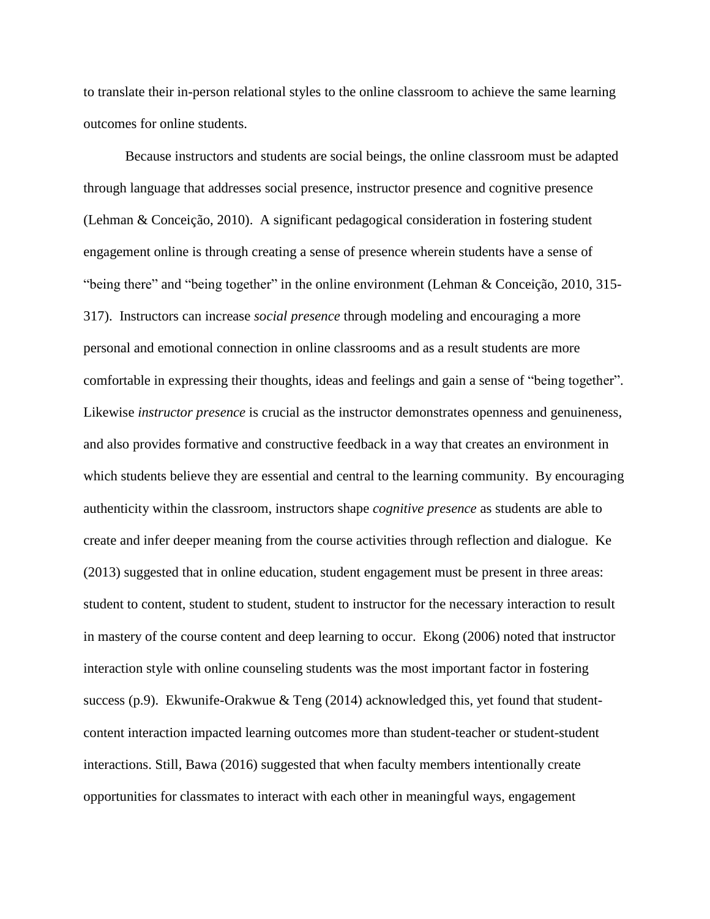to translate their in-person relational styles to the online classroom to achieve the same learning outcomes for online students.

Because instructors and students are social beings, the online classroom must be adapted through language that addresses social presence, instructor presence and cognitive presence (Lehman & Conceição, 2010). A significant pedagogical consideration in fostering student engagement online is through creating a sense of presence wherein students have a sense of "being there" and "being together" in the online environment (Lehman & Conceição, 2010, 315-317). Instructors can increase *social presence* through modeling and encouraging a more personal and emotional connection in online classrooms and as a result students are more comfortable in expressing their thoughts, ideas and feelings and gain a sense of "being together". Likewise *instructor presence* is crucial as the instructor demonstrates openness and genuineness, and also provides formative and constructive feedback in a way that creates an environment in which students believe they are essential and central to the learning community. By encouraging authenticity within the classroom, instructors shape *cognitive presence* as students are able to create and infer deeper meaning from the course activities through reflection and dialogue. Ke (2013) suggested that in online education, student engagement must be present in three areas: student to content, student to student, student to instructor for the necessary interaction to result in mastery of the course content and deep learning to occur. Ekong (2006) noted that instructor interaction style with online counseling students was the most important factor in fostering success (p.9). Ekwunife-Orakwue & Teng (2014) acknowledged this, yet found that student-content interaction impacted learning outcomes more than student-teacher or student-student interactions. Still, Bawa (2016) suggested that when faculty members intentionally create opportunities for classmates to interact with each other in meaningful ways, engagement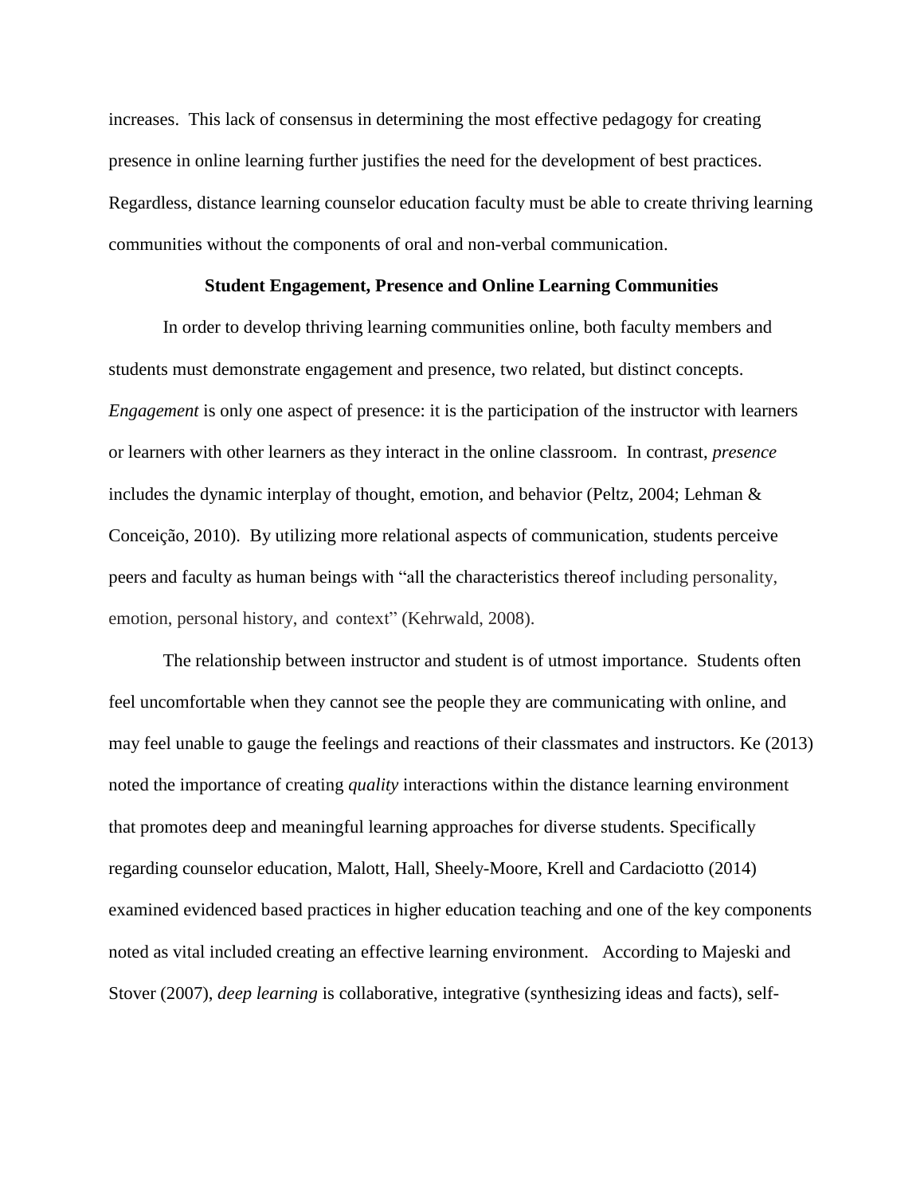increases. This lack of consensus in determining the most effective pedagogy for creating presence in online learning further justifies the need for the development of best practices. Regardless, distance learning counselor education faculty must be able to create thriving learning communities without the components of oral and non-verbal communication.

## Student Engagement, Presence and Online Learning Communities

In order to develop thriving learning communities online, both faculty members and students must demonstrate engagement and presence, two related, but distinct concepts. *Engagement* is only one aspect of presence: it is the participation of the instructor with learners or learners with other learners as they interact in the online classroom. In contrast, *presence* includes the dynamic interplay of thought, emotion, and behavior (Peltz, 2004; Lehman & Conceição, 2010). By utilizing more relational aspects of communication, students perceive peers and faculty as human beings with "all the characteristics thereof including personality, emotion, personal history, and context" (Kehrwald, 2008).

The relationship between instructor and student is of utmost importance. Students often feel uncomfortable when they cannot see the people they are communicating with online, and may feel unable to gauge the feelings and reactions of their classmates and instructors. Ke (2013) noted the importance of creating *quality* interactions within the distance learning environment that promotes deep and meaningful learning approaches for diverse students. Specifically regarding counselor education, Malott, Hall, Sheely-Moore, Krell and Cardaciotto (2014) examined evidenced based practices in higher education teaching and one of the key components noted as vital included creating an effective learning environment. According to Majeski and Stover (2007), *deep learning* is collaborative, integrative (synthesizing ideas and facts), self-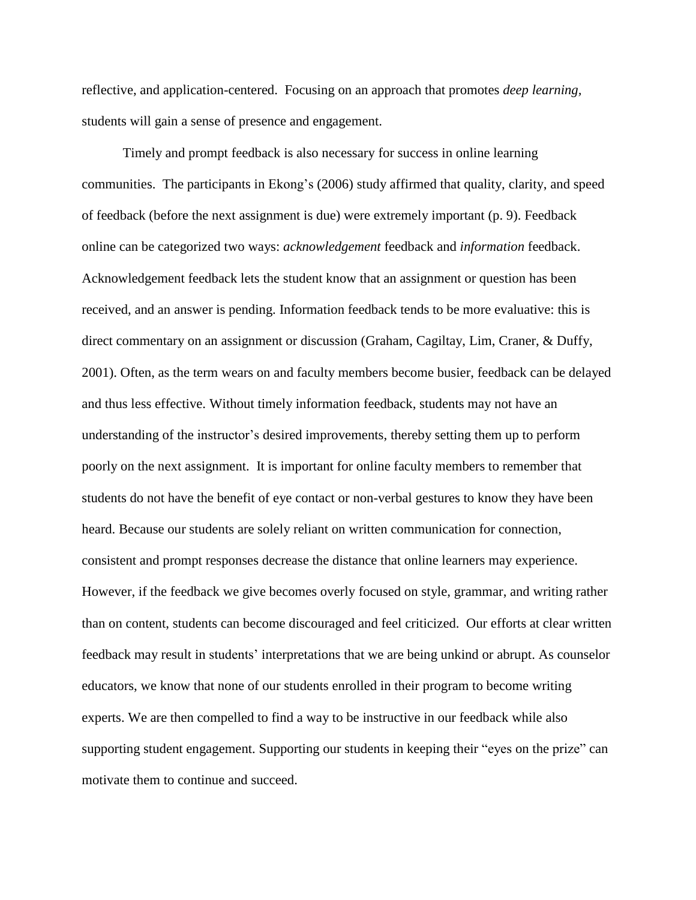reflective, and application-centered. Focusing on an approach that promotes *deep learning*, students will gain a sense of presence and engagement.

Timely and prompt feedback is also necessary for success in online learning communities. The participants in Ekong's (2006) study affirmed that quality, clarity, and speed of feedback (before the next assignment is due) were extremely important (p. 9). Feedback online can be categorized two ways: *acknowledgement* feedback and *information* feedback. Acknowledgement feedback lets the student know that an assignment or question has been received, and an answer is pending. Information feedback tends to be more evaluative: this is direct commentary on an assignment or discussion (Graham, Cagiltay, Lim, Craner, & Duffy, 2001). Often, as the term wears on and faculty members become busier, feedback can be delayed and thus less effective. Without timely information feedback, students may not have an understanding of the instructor's desired improvements, thereby setting them up to perform poorly on the next assignment. It is important for online faculty members to remember that students do not have the benefit of eye contact or non-verbal gestures to know they have been heard. Because our students are solely reliant on written communication for connection, consistent and prompt responses decrease the distance that online learners may experience. However, if the feedback we give becomes overly focused on style, grammar, and writing rather than on content, students can become discouraged and feel criticized. Our efforts at clear written feedback may result in students' interpretations that we are being unkind or abrupt. As counselor educators, we know that none of our students enrolled in their program to become writing experts. We are then compelled to find a way to be instructive in our feedback while also supporting student engagement. Supporting our students in keeping their "eyes on the prize" can motivate them to continue and succeed.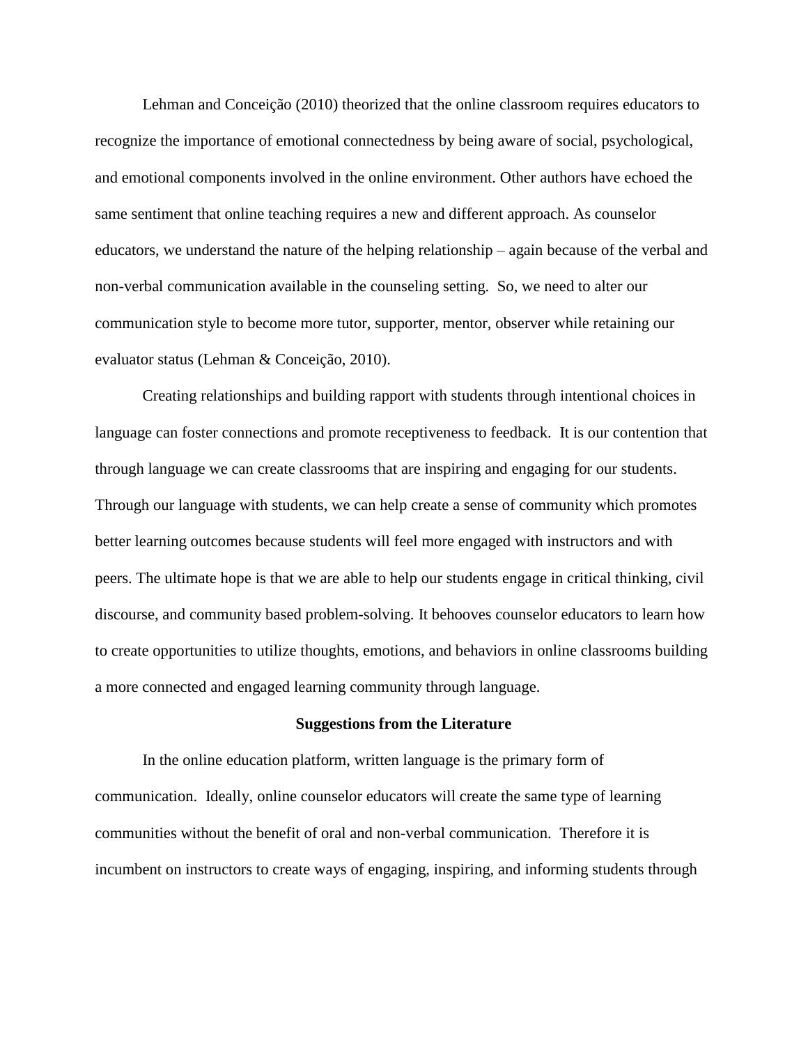Lehman and Conceição (2010) theorized that the online classroom requires educators to recognize the importance of emotional connectedness by being aware of social, psychological, and emotional components involved in the online environment. Other authors have echoed the same sentiment that online teaching requires a new and different approach. As counselor educators, we understand the nature of the helping relationship – again because of the verbal and non-verbal communication available in the counseling setting. So, we need to alter our communication style to become more tutor, supporter, mentor, observer while retaining our evaluator status (Lehman & Conceição, 2010).

Creating relationships and building rapport with students through intentional choices in language can foster connections and promote receptiveness to feedback. It is our contention that through language we can create classrooms that are inspiring and engaging for our students. Through our language with students, we can help create a sense of community which promotes better learning outcomes because students will feel more engaged with instructors and with peers. The ultimate hope is that we are able to help our students engage in critical thinking, civil discourse, and community based problem-solving. It behooves counselor educators to learn how to create opportunities to utilize thoughts, emotions, and behaviors in online classrooms building a more connected and engaged learning community through language.

## Suggestions from the Literature

In the online education platform, written language is the primary form of communication. Ideally, online counselor educators will create the same type of learning communities without the benefit of oral and non-verbal communication. Therefore it is incumbent on instructors to create ways of engaging, inspiring, and informing students through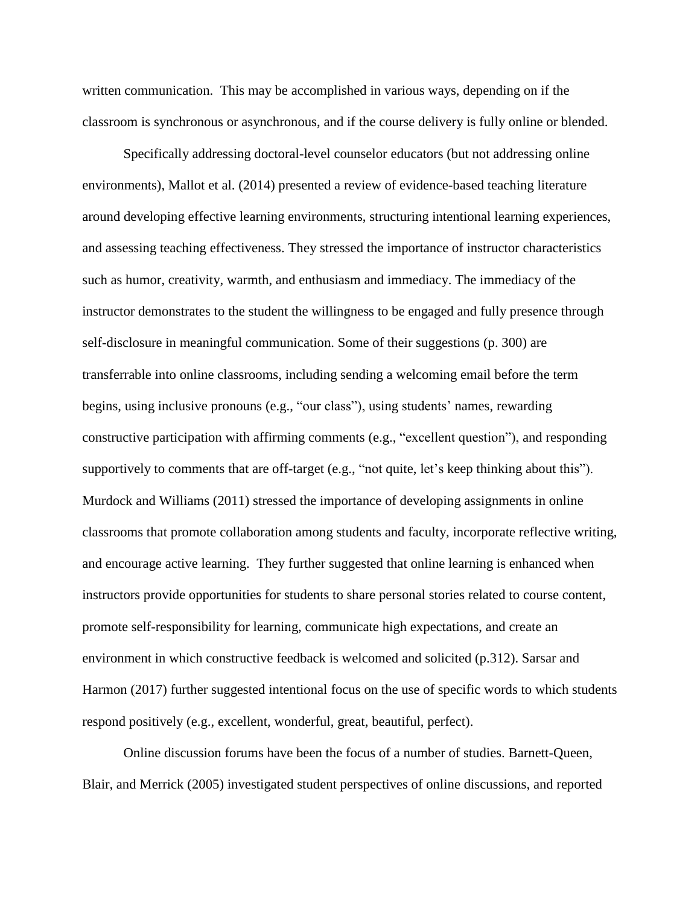written communication. This may be accomplished in various ways, depending on if the classroom is synchronous or asynchronous, and if the course delivery is fully online or blended.

Specifically addressing doctoral-level counselor educators (but not addressing online environments), Mallot et al. (2014) presented a review of evidence-based teaching literature around developing effective learning environments, structuring intentional learning experiences, and assessing teaching effectiveness. They stressed the importance of instructor characteristics such as humor, creativity, warmth, and enthusiasm and immediacy. The immediacy of the instructor demonstrates to the student the willingness to be engaged and fully presence through self-disclosure in meaningful communication. Some of their suggestions (p. 300) are transferrable into online classrooms, including sending a welcoming email before the term begins, using inclusive pronouns (e.g., "our class"), using students' names, rewarding constructive participation with affirming comments (e.g., "excellent question"), and responding supportively to comments that are off-target (e.g., "not quite, let's keep thinking about this"). Murdock and Williams (2011) stressed the importance of developing assignments in online classrooms that promote collaboration among students and faculty, incorporate reflective writing, and encourage active learning. They further suggested that online learning is enhanced when instructors provide opportunities for students to share personal stories related to course content, promote self-responsibility for learning, communicate high expectations, and create an environment in which constructive feedback is welcomed and solicited (p.312). Sarsar and Harmon (2017) further suggested intentional focus on the use of specific words to which students respond positively (e.g., excellent, wonderful, great, beautiful, perfect).

Online discussion forums have been the focus of a number of studies. Barnett-Queen, Blair, and Merrick (2005) investigated student perspectives of online discussions, and reported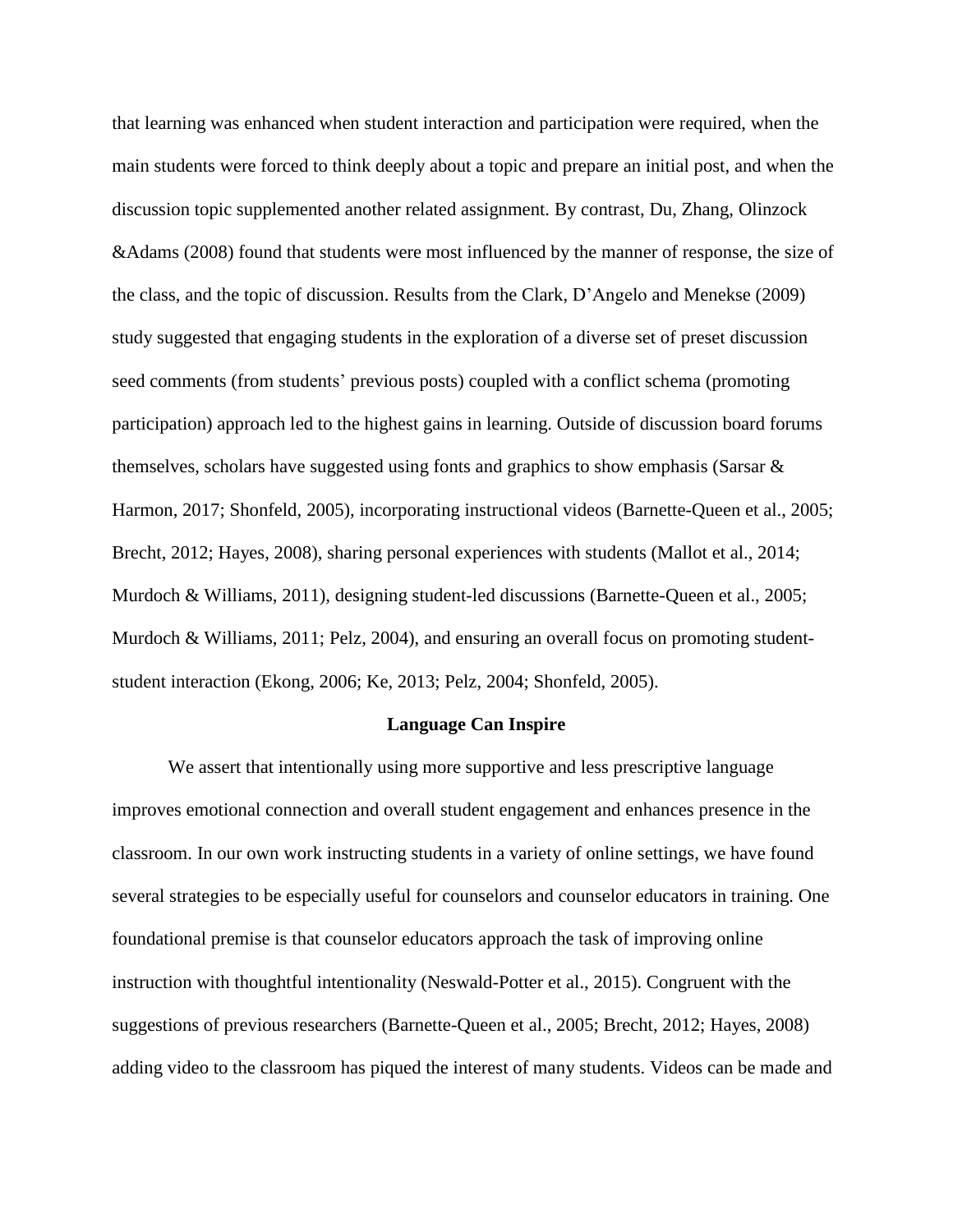that learning was enhanced when student interaction and participation were required, when the main students were forced to think deeply about a topic and prepare an initial post, and when the discussion topic supplemented another related assignment. By contrast, Du, Zhang, Olinzock &Adams (2008) found that students were most influenced by the manner of response, the size of the class, and the topic of discussion. Results from the Clark, D'Angelo and Menekse (2009) study suggested that engaging students in the exploration of a diverse set of preset discussion seed comments (from students' previous posts) coupled with a conflict schema (promoting participation) approach led to the highest gains in learning. Outside of discussion board forums themselves, scholars have suggested using fonts and graphics to show emphasis (Sarsar & Harmon, 2017; Shonfeld, 2005), incorporating instructional videos (Barnette-Queen et al., 2005; Brecht, 2012; Hayes, 2008), sharing personal experiences with students (Mallot et al., 2014; Murdoch & Williams, 2011), designing student-led discussions (Barnette-Queen et al., 2005; Murdoch & Williams, 2011; Pelz, 2004), and ensuring an overall focus on promoting student-student interaction (Ekong, 2006; Ke, 2013; Pelz, 2004; Shonfeld, 2005).

## Language Can Inspire

We assert that intentionally using more supportive and less prescriptive language improves emotional connection and overall student engagement and enhances presence in the classroom. In our own work instructing students in a variety of online settings, we have found several strategies to be especially useful for counselors and counselor educators in training. One foundational premise is that counselor educators approach the task of improving online instruction with thoughtful intentionality (Neswald-Potter et al., 2015). Congruent with the suggestions of previous researchers (Barnette-Queen et al., 2005; Brecht, 2012; Hayes, 2008) adding video to the classroom has piqued the interest of many students. Videos can be made and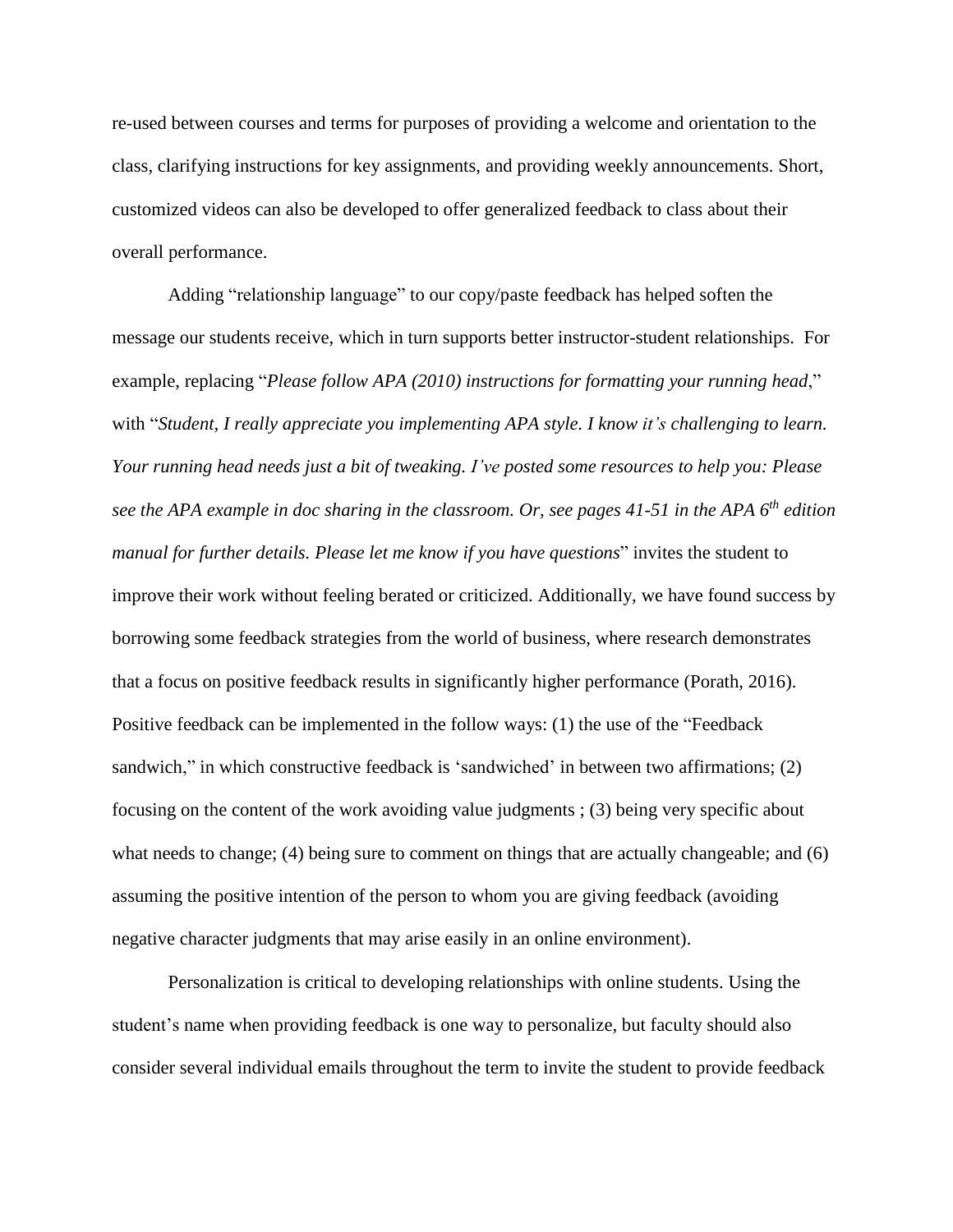re-used between courses and terms for purposes of providing a welcome and orientation to the class, clarifying instructions for key assignments, and providing weekly announcements. Short, customized videos can also be developed to offer generalized feedback to class about their overall performance.

Adding "relationship language" to our copy/paste feedback has helped soften the message our students receive, which in turn supports better instructor-student relationships. For example, replacing "*Please follow APA (2010) instructions for formatting your running head*," with "*Student, I really appreciate you implementing APA style. I know it's challenging to learn. Your running head needs just a bit of tweaking. I've posted some resources to help you: Please see the APA example in doc sharing in the classroom. Or, see pages 41-51 in the APA 6th edition manual for further details. Please let me know if you have questions*" invites the student to improve their work without feeling berated or criticized. Additionally, we have found success by borrowing some feedback strategies from the world of business, where research demonstrates that a focus on positive feedback results in significantly higher performance (Porath, 2016). Positive feedback can be implemented in the follow ways: (1) the use of the "Feedback sandwich," in which constructive feedback is 'sandwiched' in between two affirmations; (2) focusing on the content of the work avoiding value judgments ; (3) being very specific about what needs to change; (4) being sure to comment on things that are actually changeable; and (6) assuming the positive intention of the person to whom you are giving feedback (avoiding negative character judgments that may arise easily in an online environment).

Personalization is critical to developing relationships with online students. Using the student's name when providing feedback is one way to personalize, but faculty should also consider several individual emails throughout the term to invite the student to provide feedback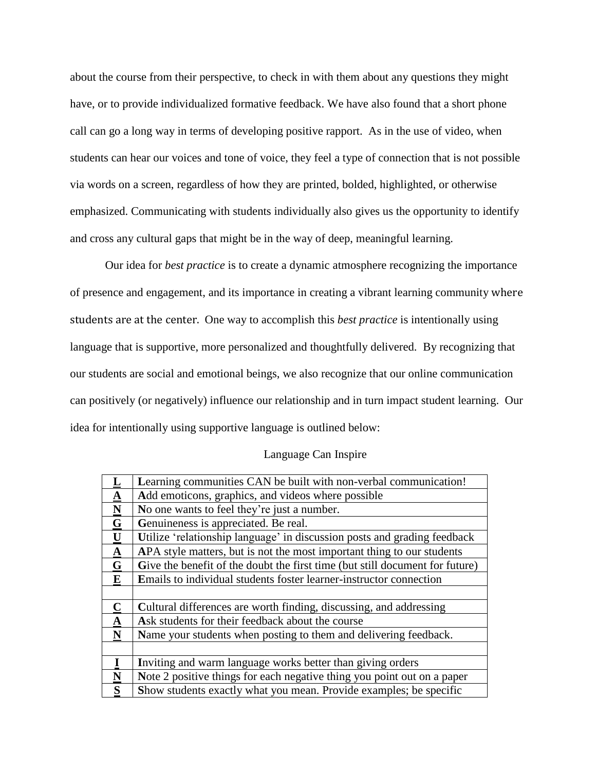about the course from their perspective, to check in with them about any questions they might have, or to provide individualized formative feedback. We have also found that a short phone call can go a long way in terms of developing positive rapport. As in the use of video, when students can hear our voices and tone of voice, they feel a type of connection that is not possible via words on a screen, regardless of how they are printed, bolded, highlighted, or otherwise emphasized. Communicating with students individually also gives us the opportunity to identify and cross any cultural gaps that might be in the way of deep, meaningful learning.

Our idea for *best practice* is to create a dynamic atmosphere recognizing the importance of presence and engagement, and its importance in creating a vibrant learning community where students are at the center. One way to accomplish this *best practice* is intentionally using language that is supportive, more personalized and thoughtfully delivered. By recognizing that our students are social and emotional beings, we also recognize that our online communication can positively (or negatively) influence our relationship and in turn impact student learning. Our idea for intentionally using supportive language is outlined below:

Language Can Inspire

| | |
|---|---|
| **L** | **L**earning communities CAN be built with non-verbal communication! |
| **A** | **A**dd emoticons, graphics, and videos where possible |
| **N** | **N**o one wants to feel they're just a number. |
| **G** | **G**enuineness is appreciated. Be real. |
| **U** | **U**tilize 'relationship language' in discussion posts and grading feedback |
| **A** | **A**PA style matters, but is not the most important thing to our students |
| **G** | **G**ive the benefit of the doubt the first time (but still document for future) |
| **E** | **E**mails to individual students foster learner-instructor connection |
| | |
| **C** | **C**ultural differences are worth finding, discussing, and addressing |
| **A** | **A**sk students for their feedback about the course |
| **N** | **N**ame your students when posting to them and delivering feedback. |
| | |
| **I** | **I**nviting and warm language works better than giving orders |
| **N** | **N**ote 2 positive things for each negative thing you point out on a paper |
| **S** | **S**how students exactly what you mean. Provide examples; be specific |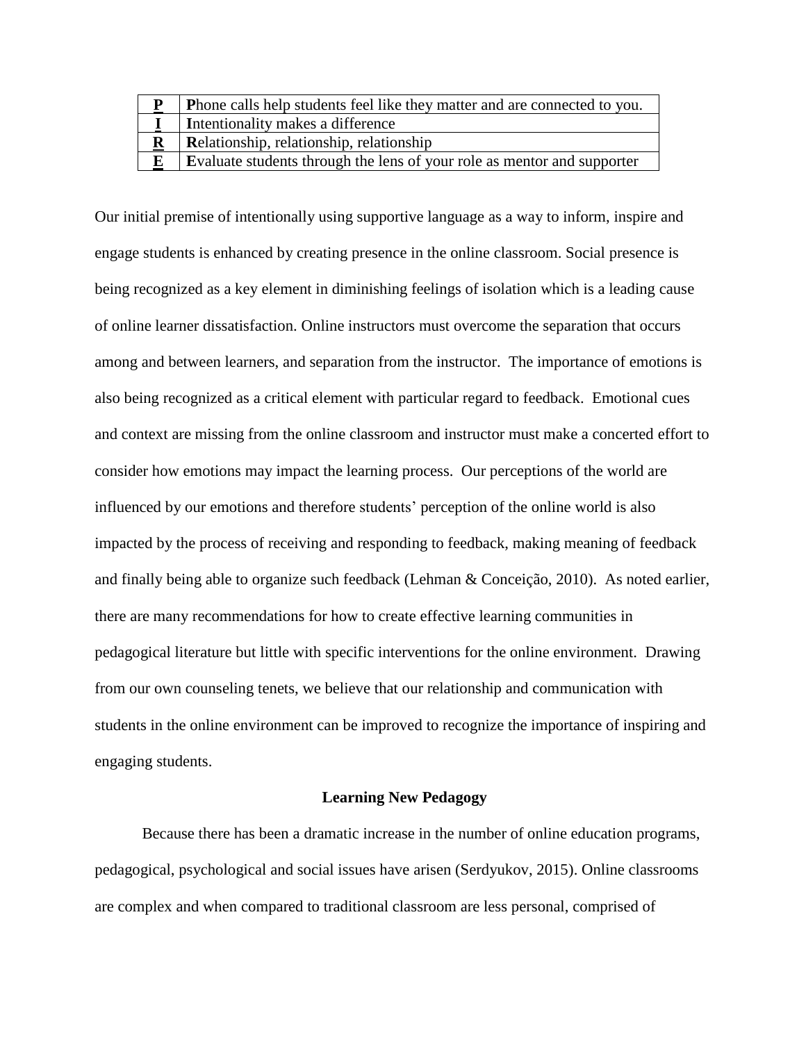| | |
|---|---|
| **P** | **P**hone calls help students feel like they matter and are connected to you. |
| **I** | **I**ntentionality makes a difference |
| **R** | **R**elationship, relationship, relationship |
| **E** | **E**valuate students through the lens of your role as mentor and supporter |

Our initial premise of intentionally using supportive language as a way to inform, inspire and engage students is enhanced by creating presence in the online classroom. Social presence is being recognized as a key element in diminishing feelings of isolation which is a leading cause of online learner dissatisfaction. Online instructors must overcome the separation that occurs among and between learners, and separation from the instructor. The importance of emotions is also being recognized as a critical element with particular regard to feedback. Emotional cues and context are missing from the online classroom and instructor must make a concerted effort to consider how emotions may impact the learning process. Our perceptions of the world are influenced by our emotions and therefore students' perception of the online world is also impacted by the process of receiving and responding to feedback, making meaning of feedback and finally being able to organize such feedback (Lehman & Conceição, 2010). As noted earlier, there are many recommendations for how to create effective learning communities in pedagogical literature but little with specific interventions for the online environment. Drawing from our own counseling tenets, we believe that our relationship and communication with students in the online environment can be improved to recognize the importance of inspiring and engaging students.

## Learning New Pedagogy

Because there has been a dramatic increase in the number of online education programs, pedagogical, psychological and social issues have arisen (Serdyukov, 2015). Online classrooms are complex and when compared to traditional classroom are less personal, comprised of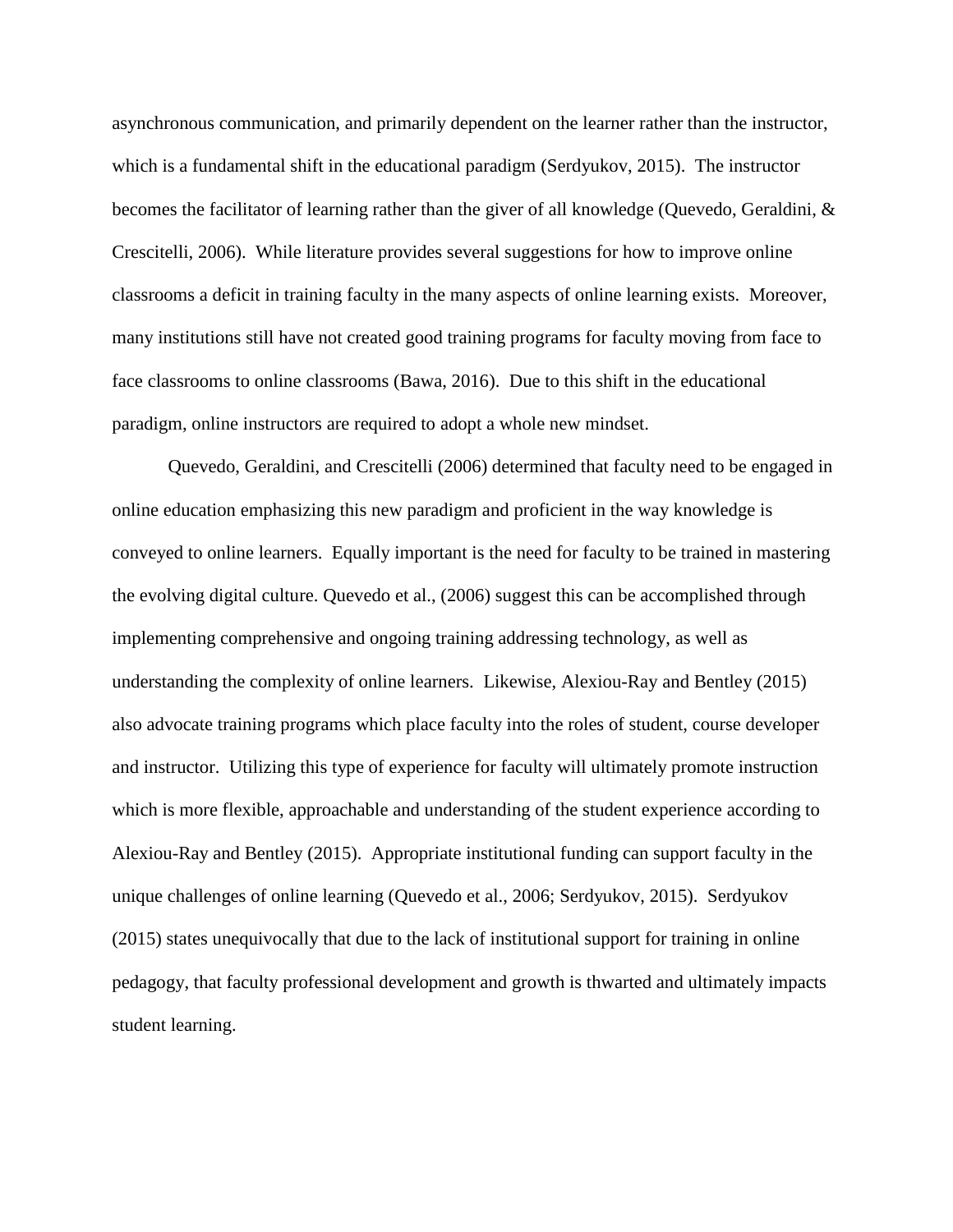asynchronous communication, and primarily dependent on the learner rather than the instructor, which is a fundamental shift in the educational paradigm (Serdyukov, 2015). The instructor becomes the facilitator of learning rather than the giver of all knowledge (Quevedo, Geraldini, & Crescitelli, 2006). While literature provides several suggestions for how to improve online classrooms a deficit in training faculty in the many aspects of online learning exists. Moreover, many institutions still have not created good training programs for faculty moving from face to face classrooms to online classrooms (Bawa, 2016). Due to this shift in the educational paradigm, online instructors are required to adopt a whole new mindset.

Quevedo, Geraldini, and Crescitelli (2006) determined that faculty need to be engaged in online education emphasizing this new paradigm and proficient in the way knowledge is conveyed to online learners. Equally important is the need for faculty to be trained in mastering the evolving digital culture. Quevedo et al., (2006) suggest this can be accomplished through implementing comprehensive and ongoing training addressing technology, as well as understanding the complexity of online learners. Likewise, Alexiou-Ray and Bentley (2015) also advocate training programs which place faculty into the roles of student, course developer and instructor. Utilizing this type of experience for faculty will ultimately promote instruction which is more flexible, approachable and understanding of the student experience according to Alexiou-Ray and Bentley (2015). Appropriate institutional funding can support faculty in the unique challenges of online learning (Quevedo et al., 2006; Serdyukov, 2015). Serdyukov (2015) states unequivocally that due to the lack of institutional support for training in online pedagogy, that faculty professional development and growth is thwarted and ultimately impacts student learning.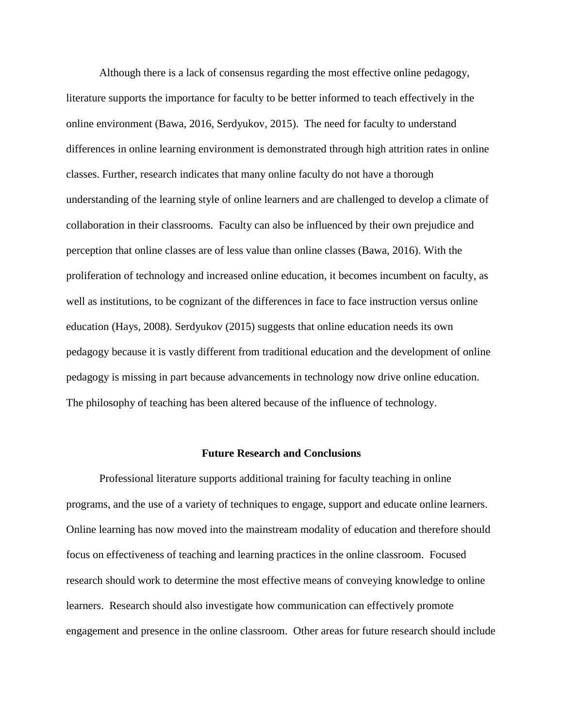Although there is a lack of consensus regarding the most effective online pedagogy, literature supports the importance for faculty to be better informed to teach effectively in the online environment (Bawa, 2016, Serdyukov, 2015). The need for faculty to understand differences in online learning environment is demonstrated through high attrition rates in online classes. Further, research indicates that many online faculty do not have a thorough understanding of the learning style of online learners and are challenged to develop a climate of collaboration in their classrooms. Faculty can also be influenced by their own prejudice and perception that online classes are of less value than online classes (Bawa, 2016). With the proliferation of technology and increased online education, it becomes incumbent on faculty, as well as institutions, to be cognizant of the differences in face to face instruction versus online education (Hays, 2008). Serdyukov (2015) suggests that online education needs its own pedagogy because it is vastly different from traditional education and the development of online pedagogy is missing in part because advancements in technology now drive online education. The philosophy of teaching has been altered because of the influence of technology.

## Future Research and Conclusions

Professional literature supports additional training for faculty teaching in online programs, and the use of a variety of techniques to engage, support and educate online learners. Online learning has now moved into the mainstream modality of education and therefore should focus on effectiveness of teaching and learning practices in the online classroom. Focused research should work to determine the most effective means of conveying knowledge to online learners. Research should also investigate how communication can effectively promote engagement and presence in the online classroom. Other areas for future research should include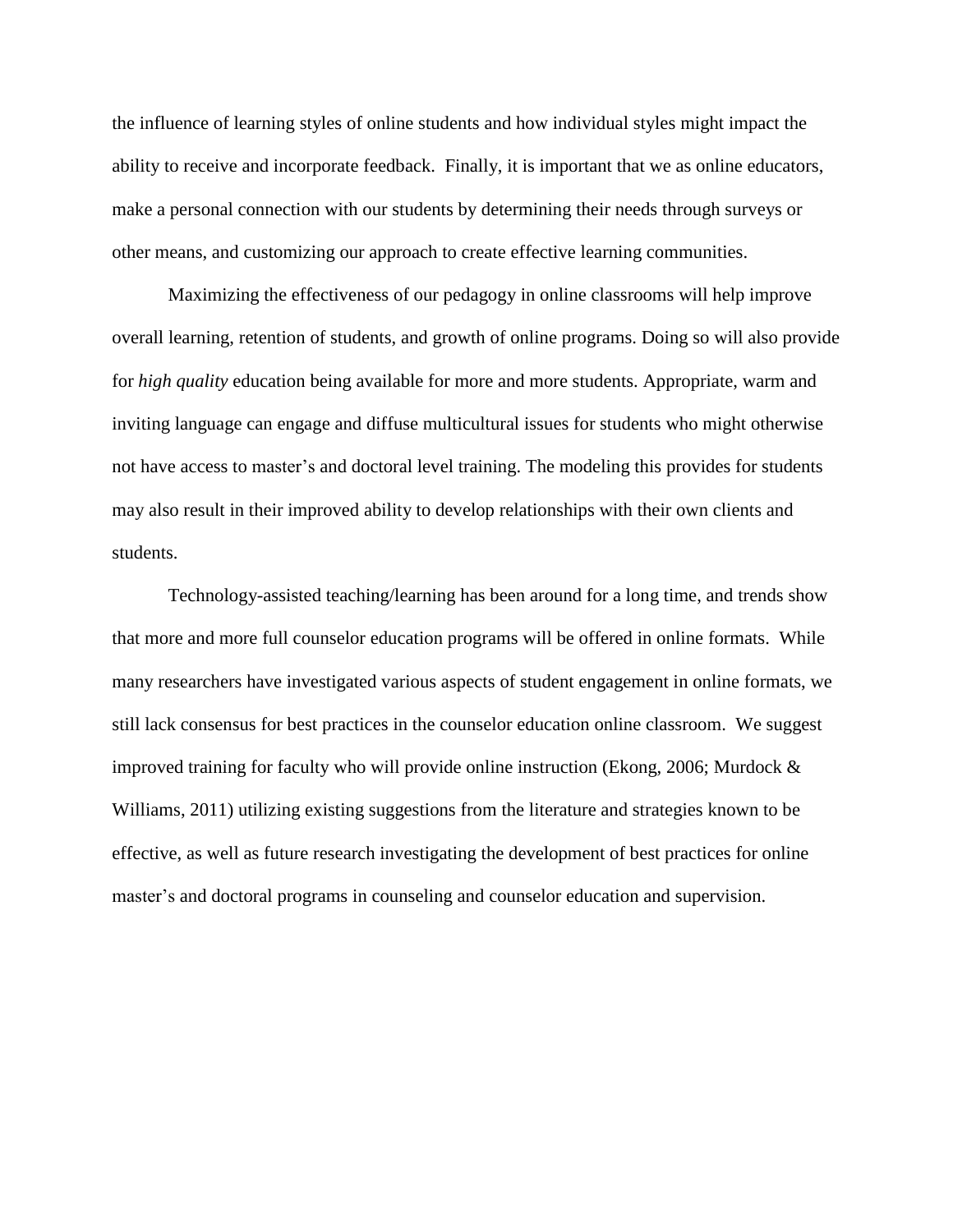the influence of learning styles of online students and how individual styles might impact the ability to receive and incorporate feedback. Finally, it is important that we as online educators, make a personal connection with our students by determining their needs through surveys or other means, and customizing our approach to create effective learning communities.

Maximizing the effectiveness of our pedagogy in online classrooms will help improve overall learning, retention of students, and growth of online programs. Doing so will also provide for *high quality* education being available for more and more students. Appropriate, warm and inviting language can engage and diffuse multicultural issues for students who might otherwise not have access to master's and doctoral level training. The modeling this provides for students may also result in their improved ability to develop relationships with their own clients and students.

Technology-assisted teaching/learning has been around for a long time, and trends show that more and more full counselor education programs will be offered in online formats. While many researchers have investigated various aspects of student engagement in online formats, we still lack consensus for best practices in the counselor education online classroom. We suggest improved training for faculty who will provide online instruction (Ekong, 2006; Murdock & Williams, 2011) utilizing existing suggestions from the literature and strategies known to be effective, as well as future research investigating the development of best practices for online master's and doctoral programs in counseling and counselor education and supervision.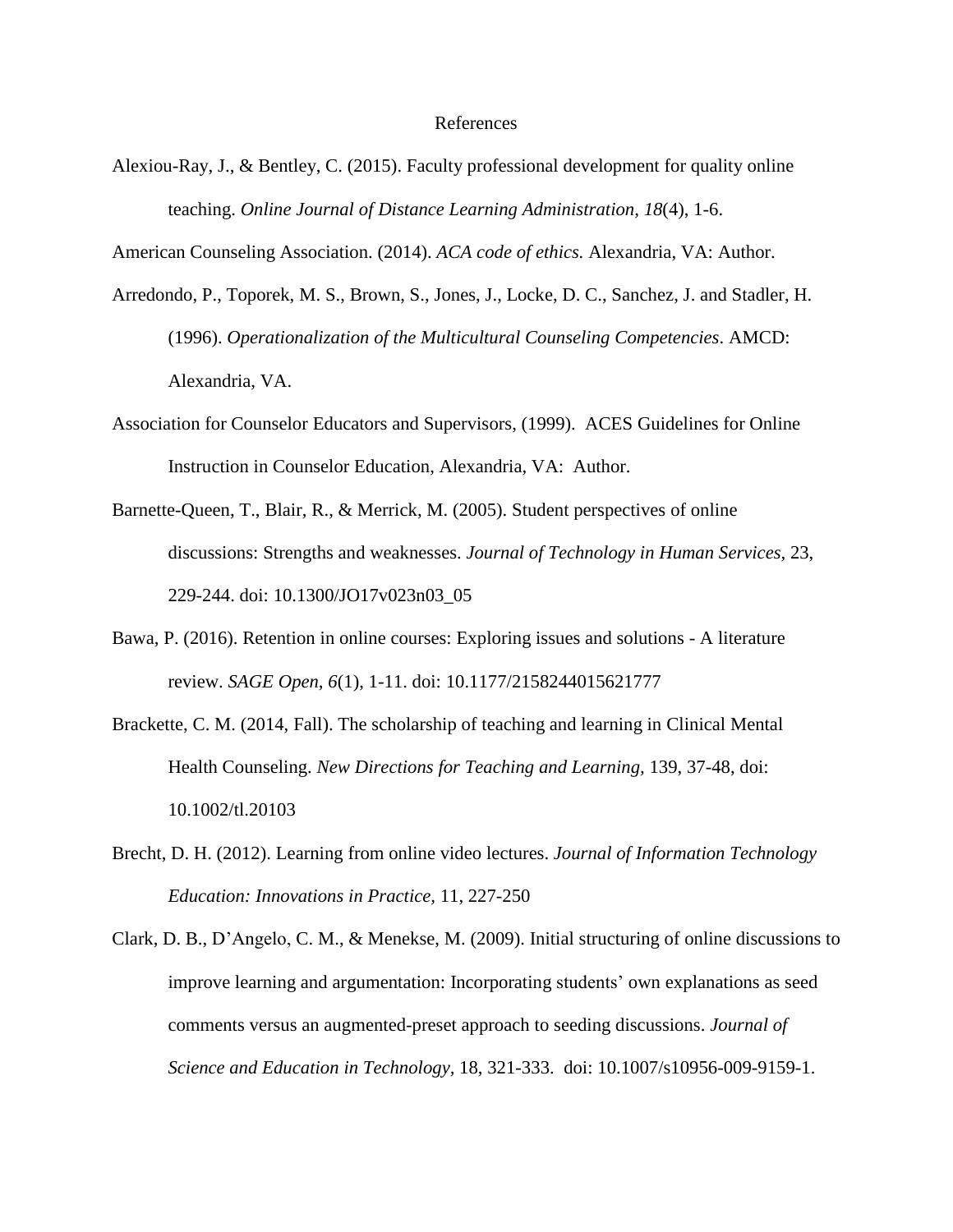# References

Alexiou-Ray, J., & Bentley, C. (2015). Faculty professional development for quality online teaching. *Online Journal of Distance Learning Administration, 18*(4), 1-6.

American Counseling Association. (2014). *ACA code of ethics.* Alexandria, VA: Author.

Arredondo, P., Toporek, M. S., Brown, S., Jones, J., Locke, D. C., Sanchez, J. and Stadler, H. (1996). *Operationalization of the Multicultural Counseling Competencies*. AMCD: Alexandria, VA.

Association for Counselor Educators and Supervisors, (1999). ACES Guidelines for Online Instruction in Counselor Education, Alexandria, VA: Author.

Barnette-Queen, T., Blair, R., & Merrick, M. (2005). Student perspectives of online discussions: Strengths and weaknesses. *Journal of Technology in Human Services*, 23, 229-244. doi: 10.1300/JO17v023n03_05

Bawa, P. (2016). Retention in online courses: Exploring issues and solutions - A literature review. *SAGE Open, 6*(1), 1-11. doi: 10.1177/2158244015621777

Brackette, C. M. (2014, Fall). The scholarship of teaching and learning in Clinical Mental Health Counseling. *New Directions for Teaching and Learning,* 139, 37-48, doi: 10.1002/tl.20103

Brecht, D. H. (2012). Learning from online video lectures. *Journal of Information Technology Education: Innovations in Practice,* 11, 227-250

Clark, D. B., D'Angelo, C. M., & Menekse, M. (2009). Initial structuring of online discussions to improve learning and argumentation: Incorporating students' own explanations as seed comments versus an augmented-preset approach to seeding discussions. *Journal of Science and Education in Technology*, 18, 321-333. doi: 10.1007/s10956-009-9159-1.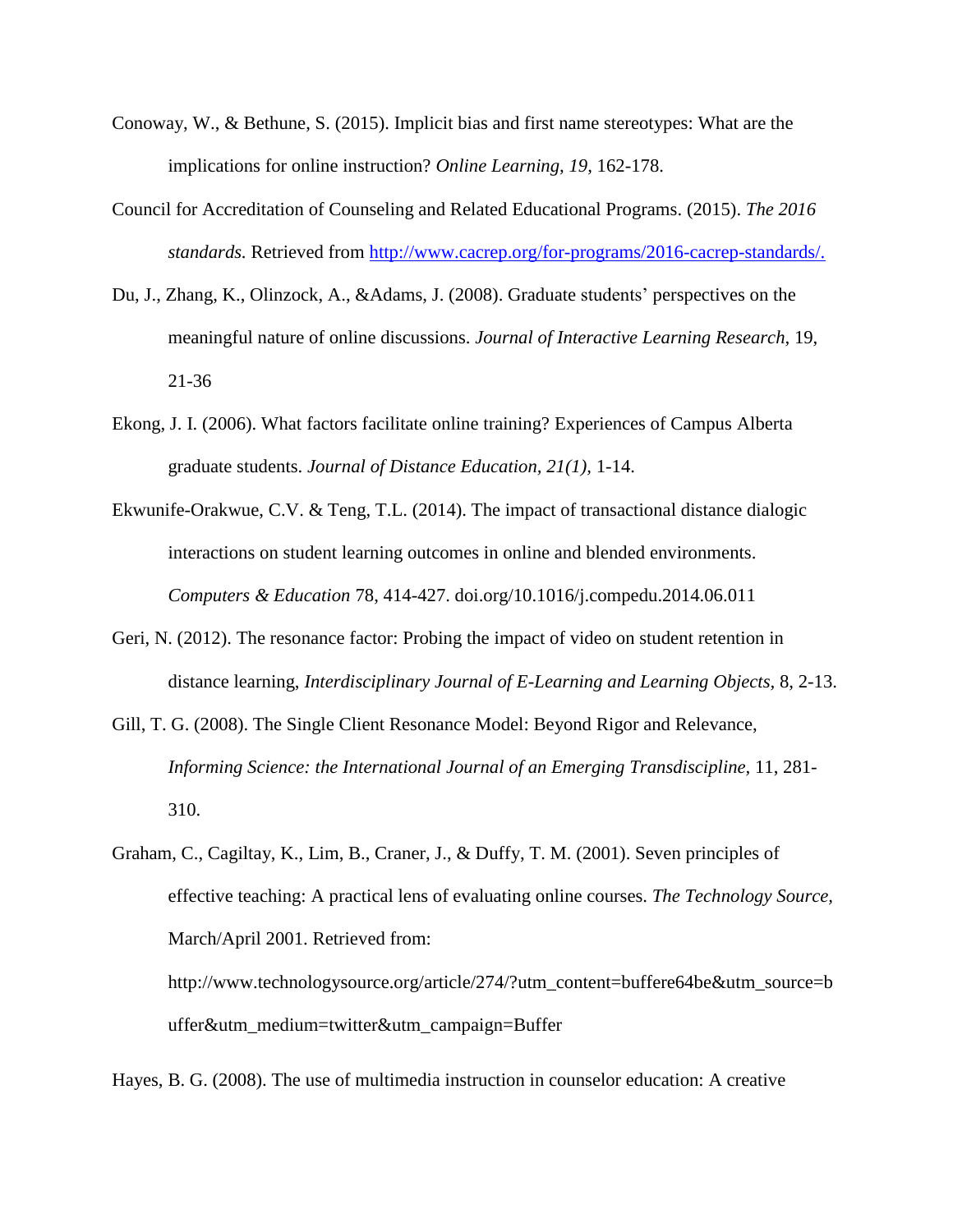Conoway, W., & Bethune, S. (2015). Implicit bias and first name stereotypes: What are the implications for online instruction? *Online Learning, 19,* 162-178.

Council for Accreditation of Counseling and Related Educational Programs. (2015). *The 2016 standards.* Retrieved from http://www.cacrep.org/for-programs/2016-cacrep-standards/.

Du, J., Zhang, K., Olinzock, A., &Adams, J. (2008). Graduate students' perspectives on the meaningful nature of online discussions. *Journal of Interactive Learning Research*, 19, 21-36

Ekong, J. I. (2006). What factors facilitate online training? Experiences of Campus Alberta graduate students. *Journal of Distance Education, 21(1),* 1-14.

Ekwunife-Orakwue, C.V. & Teng, T.L. (2014). The impact of transactional distance dialogic interactions on student learning outcomes in online and blended environments. *Computers & Education* 78, 414-427. doi.org/10.1016/j.compedu.2014.06.011

Geri, N. (2012). The resonance factor: Probing the impact of video on student retention in distance learning, *Interdisciplinary Journal of E-Learning and Learning Objects*, 8, 2-13.

Gill, T. G. (2008). The Single Client Resonance Model: Beyond Rigor and Relevance, *Informing Science: the International Journal of an Emerging Transdiscipline,* 11, 281-310.

Graham, C., Cagiltay, K., Lim, B., Craner, J., & Duffy, T. M. (2001). Seven principles of effective teaching: A practical lens of evaluating online courses. *The Technology Source,* March/April 2001. Retrieved from: http://www.technologysource.org/article/274/?utm_content=buffere64be&utm_source=buffer&utm_medium=twitter&utm_campaign=Buffer

Hayes, B. G. (2008). The use of multimedia instruction in counselor education: A creative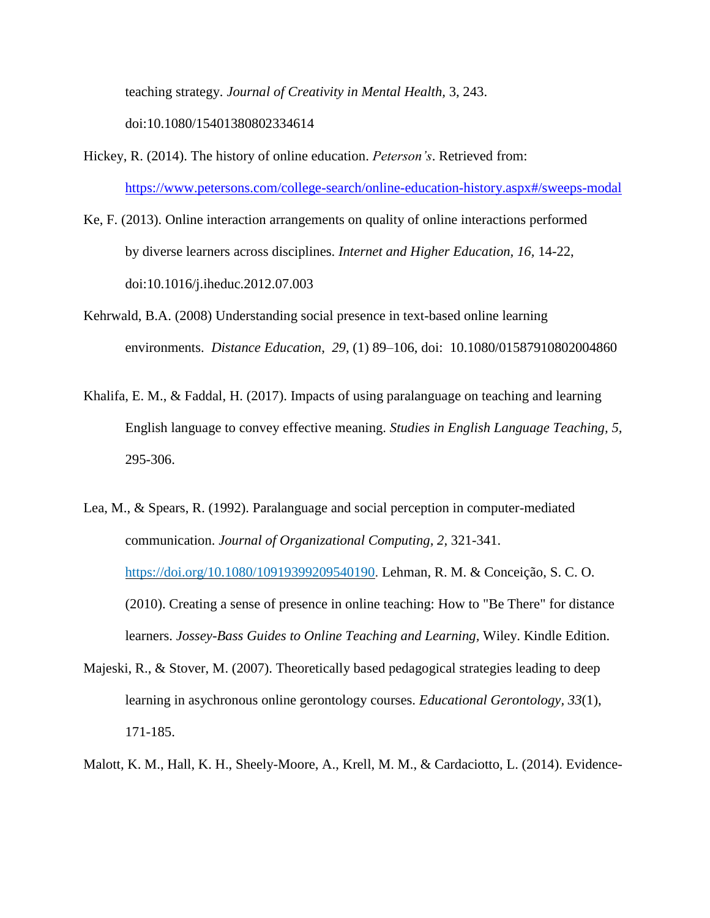teaching strategy. *Journal of Creativity in Mental Health*, 3, 243. doi:10.1080/15401380802334614

Hickey, R. (2014). The history of online education. *Peterson's*. Retrieved from: https://www.petersons.com/college-search/online-education-history.aspx#/sweeps-modal

Ke, F. (2013). Online interaction arrangements on quality of online interactions performed by diverse learners across disciplines. *Internet and Higher Education, 16,* 14-22, doi:10.1016/j.iheduc.2012.07.003

Kehrwald, B.A. (2008) Understanding social presence in text-based online learning environments. *Distance Education*, *29*, (1) 89–106, doi: 10.1080/01587910802004860

Khalifa, E. M., & Faddal, H. (2017). Impacts of using paralanguage on teaching and learning English language to convey effective meaning. *Studies in English Language Teaching, 5,* 295-306.

Lea, M., & Spears, R. (1992). Paralanguage and social perception in computer-mediated communication. *Journal of Organizational Computing, 2,* 321-341. https://doi.org/10.1080/10919399209540190. Lehman, R. M. & Conceição, S. C. O. (2010). Creating a sense of presence in online teaching: How to "Be There" for distance learners. *Jossey-Bass Guides to Online Teaching and Learning,* Wiley. Kindle Edition.

Majeski, R., & Stover, M. (2007). Theoretically based pedagogical strategies leading to deep learning in asychronous online gerontology courses. *Educational Gerontology, 33*(1), 171-185.

Malott, K. M., Hall, K. H., Sheely-Moore, A., Krell, M. M., & Cardaciotto, L. (2014). Evidence-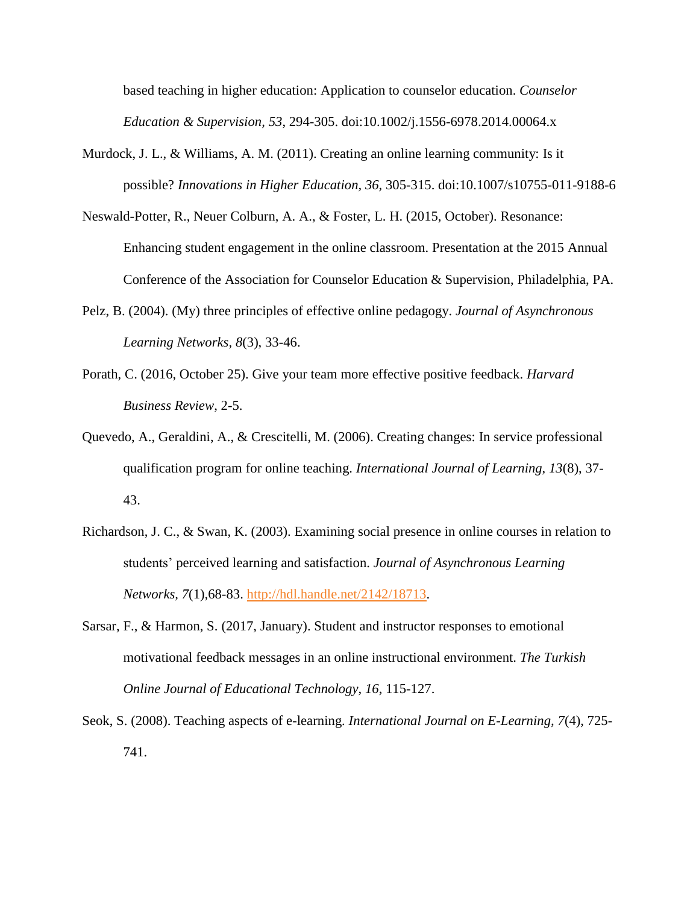based teaching in higher education: Application to counselor education. *Counselor Education & Supervision, 53*, 294-305. doi:10.1002/j.1556-6978.2014.00064.x

Murdock, J. L., & Williams, A. M. (2011). Creating an online learning community: Is it possible? *Innovations in Higher Education, 36,* 305-315. doi:10.1007/s10755-011-9188-6

Neswald-Potter, R., Neuer Colburn, A. A., & Foster, L. H. (2015, October). Resonance: Enhancing student engagement in the online classroom. Presentation at the 2015 Annual Conference of the Association for Counselor Education & Supervision, Philadelphia, PA.

Pelz, B. (2004). (My) three principles of effective online pedagogy. *Journal of Asynchronous Learning Networks, 8*(3), 33-46.

Porath, C. (2016, October 25). Give your team more effective positive feedback. *Harvard Business Review*, 2-5.

Quevedo, A., Geraldini, A., & Crescitelli, M. (2006). Creating changes: In service professional qualification program for online teaching. *International Journal of Learning, 13*(8), 37-43.

Richardson, J. C., & Swan, K. (2003). Examining social presence in online courses in relation to students' perceived learning and satisfaction. *Journal of Asynchronous Learning Networks, 7*(1),68-83. http://hdl.handle.net/2142/18713.

Sarsar, F., & Harmon, S. (2017, January). Student and instructor responses to emotional motivational feedback messages in an online instructional environment. *The Turkish Online Journal of Educational Technology, 16*, 115-127.

Seok, S. (2008). Teaching aspects of e-learning. *International Journal on E-Learning, 7*(4), 725-741.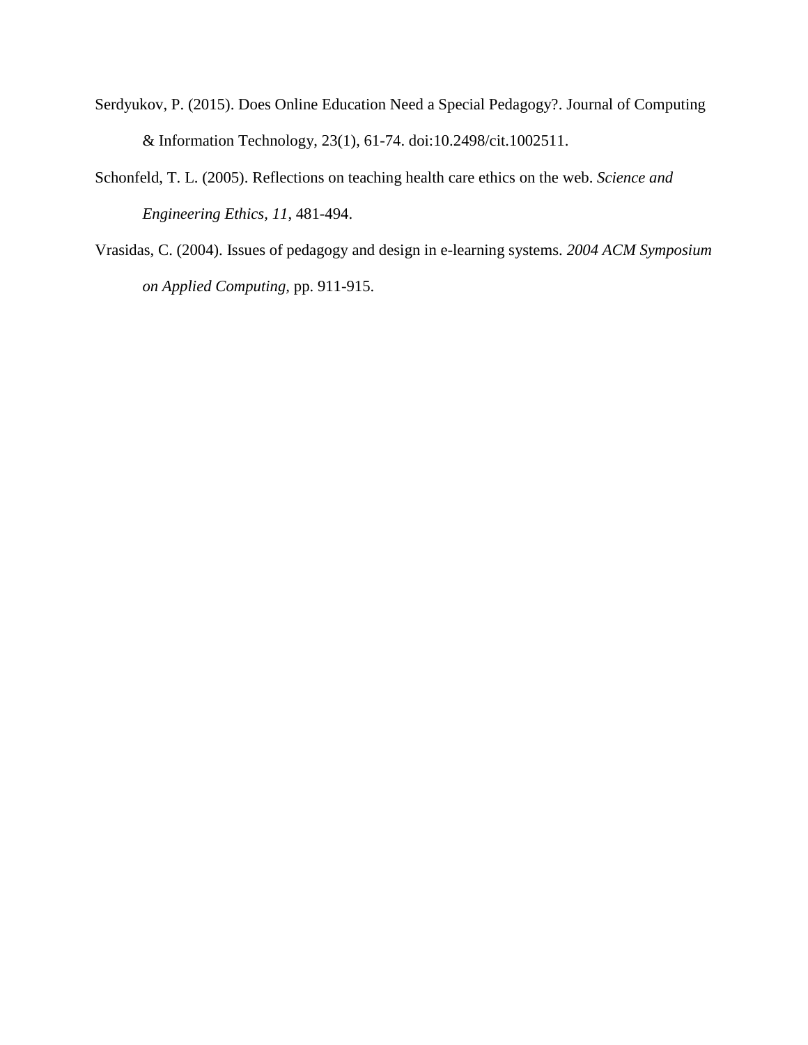Serdyukov, P. (2015). Does Online Education Need a Special Pedagogy?. Journal of Computing & Information Technology, 23(1), 61-74. doi:10.2498/cit.1002511.

Schonfeld, T. L. (2005). Reflections on teaching health care ethics on the web. *Science and Engineering Ethics, 11*, 481-494.

Vrasidas, C. (2004). Issues of pedagogy and design in e-learning systems. *2004 ACM Symposium on Applied Computing*, pp. 911-915.